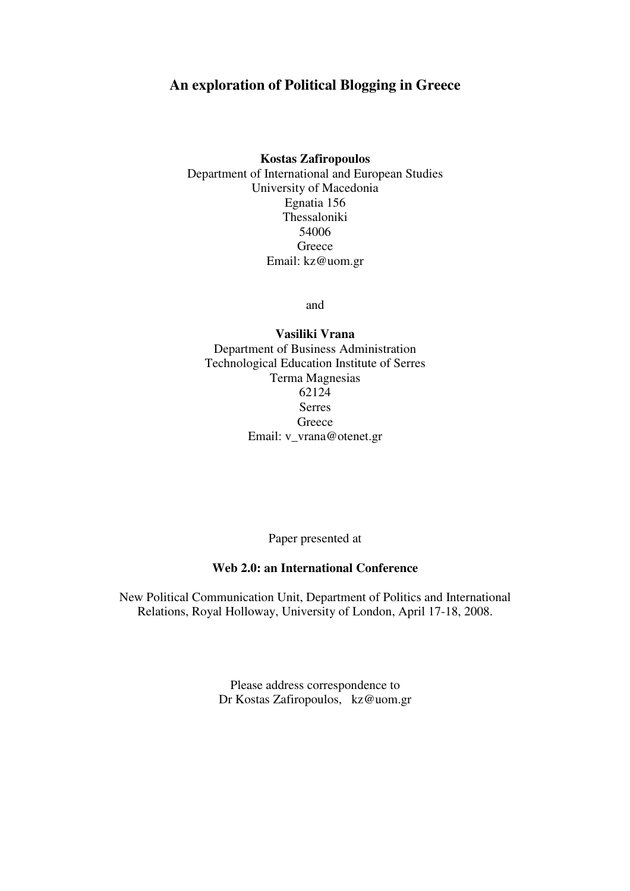# An exploration of Political Blogging in Greece

**Kostas Zafiropoulos**
Department of International and European Studies
University of Macedonia
Egnatia 156
Thessaloniki
54006
Greece
Email: kz@uom.gr

and

**Vasiliki Vrana**
Department of Business Administration
Technological Education Institute of Serres
Terma Magnesias
62124
Serres
Greece
Email: v_vrana@otenet.gr

Paper presented at

**Web 2.0: an International Conference**

New Political Communication Unit, Department of Politics and International Relations, Royal Holloway, University of London, April 17-18, 2008.

Please address correspondence to
Dr Kostas Zafiropoulos, kz@uom.gr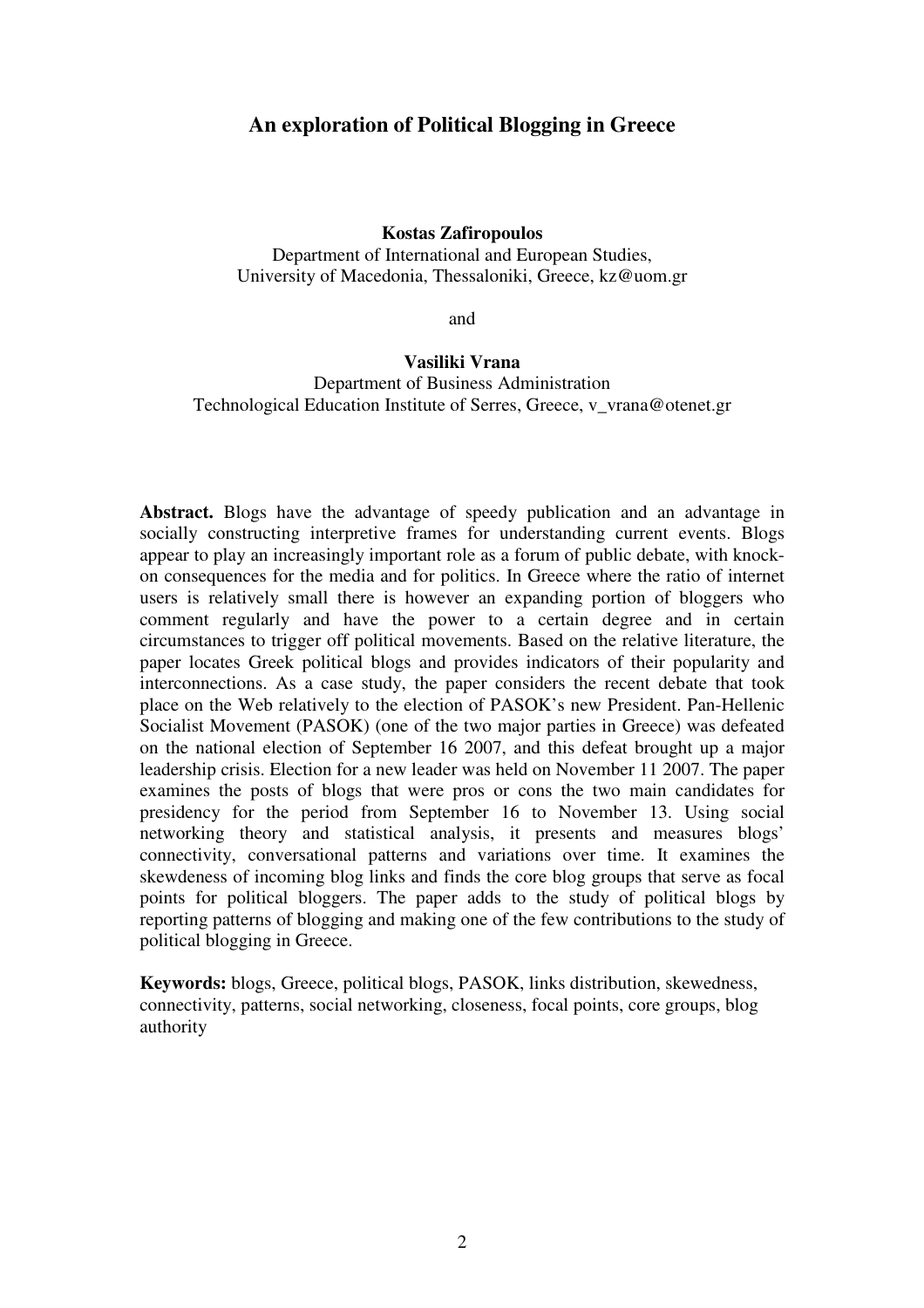# An exploration of Political Blogging in Greece

**Kostas Zafiropoulos**
Department of International and European Studies,
University of Macedonia, Thessaloniki, Greece, kz@uom.gr

and

**Vasiliki Vrana**
Department of Business Administration
Technological Education Institute of Serres, Greece, v_vrana@otenet.gr

**Abstract.** Blogs have the advantage of speedy publication and an advantage in socially constructing interpretive frames for understanding current events. Blogs appear to play an increasingly important role as a forum of public debate, with knock-on consequences for the media and for politics. In Greece where the ratio of internet users is relatively small there is however an expanding portion of bloggers who comment regularly and have the power to a certain degree and in certain circumstances to trigger off political movements. Based on the relative literature, the paper locates Greek political blogs and provides indicators of their popularity and interconnections. As a case study, the paper considers the recent debate that took place on the Web relatively to the election of PASOK's new President. Pan-Hellenic Socialist Movement (PASOK) (one of the two major parties in Greece) was defeated on the national election of September 16 2007, and this defeat brought up a major leadership crisis. Election for a new leader was held on November 11 2007. The paper examines the posts of blogs that were pros or cons the two main candidates for presidency for the period from September 16 to November 13. Using social networking theory and statistical analysis, it presents and measures blogs' connectivity, conversational patterns and variations over time. It examines the skewdeness of incoming blog links and finds the core blog groups that serve as focal points for political bloggers. The paper adds to the study of political blogs by reporting patterns of blogging and making one of the few contributions to the study of political blogging in Greece.

**Keywords:** blogs, Greece, political blogs, PASOK, links distribution, skewedness, connectivity, patterns, social networking, closeness, focal points, core groups, blog authority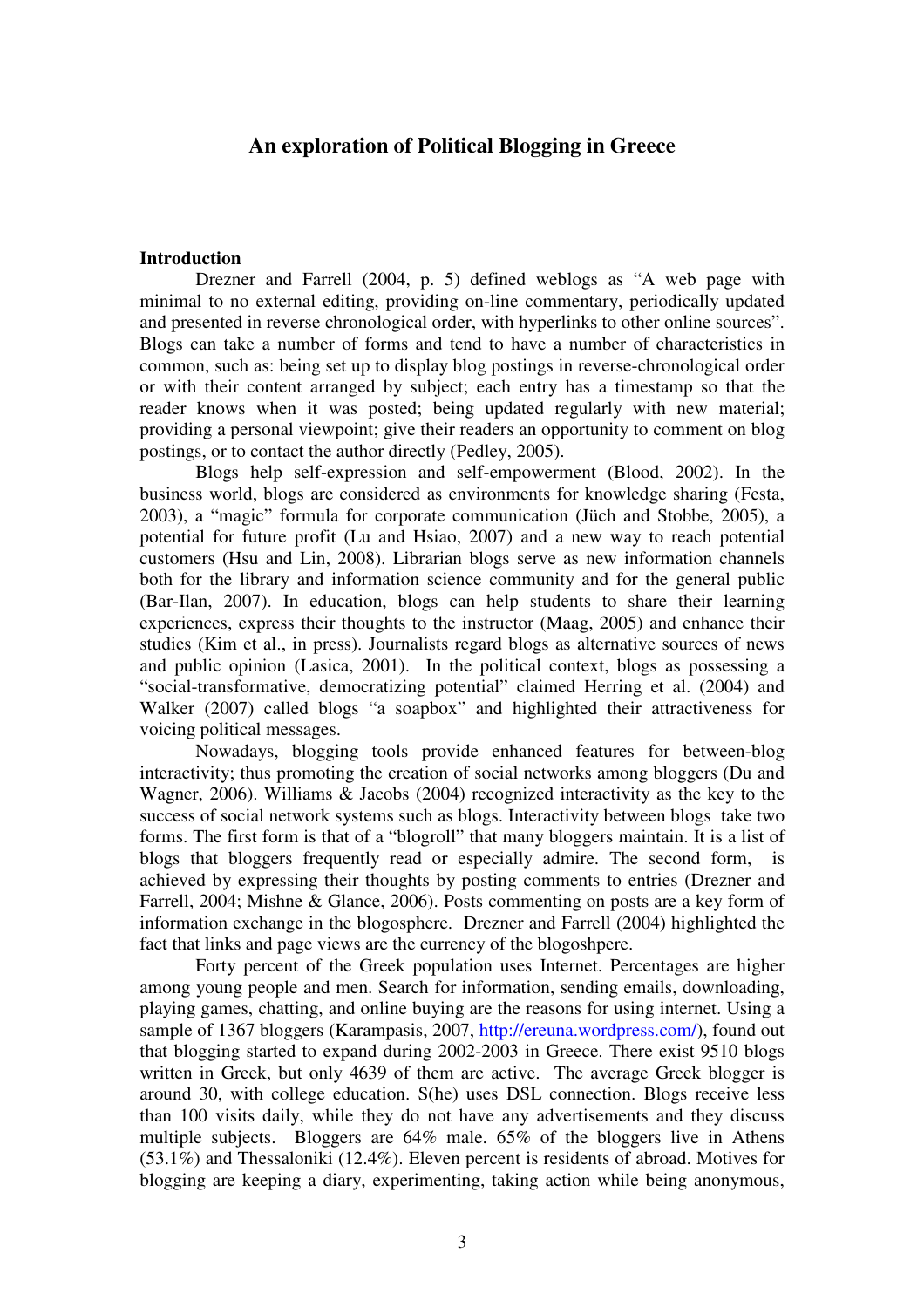# An exploration of Political Blogging in Greece

## Introduction

Drezner and Farrell (2004, p. 5) defined weblogs as "A web page with minimal to no external editing, providing on-line commentary, periodically updated and presented in reverse chronological order, with hyperlinks to other online sources". Blogs can take a number of forms and tend to have a number of characteristics in common, such as: being set up to display blog postings in reverse-chronological order or with their content arranged by subject; each entry has a timestamp so that the reader knows when it was posted; being updated regularly with new material; providing a personal viewpoint; give their readers an opportunity to comment on blog postings, or to contact the author directly (Pedley, 2005).

Blogs help self-expression and self-empowerment (Blood, 2002). In the business world, blogs are considered as environments for knowledge sharing (Festa, 2003), a "magic" formula for corporate communication (Jüch and Stobbe, 2005), a potential for future profit (Lu and Hsiao, 2007) and a new way to reach potential customers (Hsu and Lin, 2008). Librarian blogs serve as new information channels both for the library and information science community and for the general public (Bar-Ilan, 2007). In education, blogs can help students to share their learning experiences, express their thoughts to the instructor (Maag, 2005) and enhance their studies (Kim et al., in press). Journalists regard blogs as alternative sources of news and public opinion (Lasica, 2001). In the political context, blogs as possessing a "social-transformative, democratizing potential" claimed Herring et al. (2004) and Walker (2007) called blogs "a soapbox" and highlighted their attractiveness for voicing political messages.

Nowadays, blogging tools provide enhanced features for between-blog interactivity; thus promoting the creation of social networks among bloggers (Du and Wagner, 2006). Williams & Jacobs (2004) recognized interactivity as the key to the success of social network systems such as blogs. Interactivity between blogs take two forms. The first form is that of a "blogroll" that many bloggers maintain. It is a list of blogs that bloggers frequently read or especially admire. The second form, is achieved by expressing their thoughts by posting comments to entries (Drezner and Farrell, 2004; Mishne & Glance, 2006). Posts commenting on posts are a key form of information exchange in the blogosphere. Drezner and Farrell (2004) highlighted the fact that links and page views are the currency of the blogoshpere.

Forty percent of the Greek population uses Internet. Percentages are higher among young people and men. Search for information, sending emails, downloading, playing games, chatting, and online buying are the reasons for using internet. Using a sample of 1367 bloggers (Karampasis, 2007, http://ereuna.wordpress.com/), found out that blogging started to expand during 2002-2003 in Greece. There exist 9510 blogs written in Greek, but only 4639 of them are active. The average Greek blogger is around 30, with college education. S(he) uses DSL connection. Blogs receive less than 100 visits daily, while they do not have any advertisements and they discuss multiple subjects. Bloggers are 64% male. 65% of the bloggers live in Athens (53.1%) and Thessaloniki (12.4%). Eleven percent is residents of abroad. Motives for blogging are keeping a diary, experimenting, taking action while being anonymous,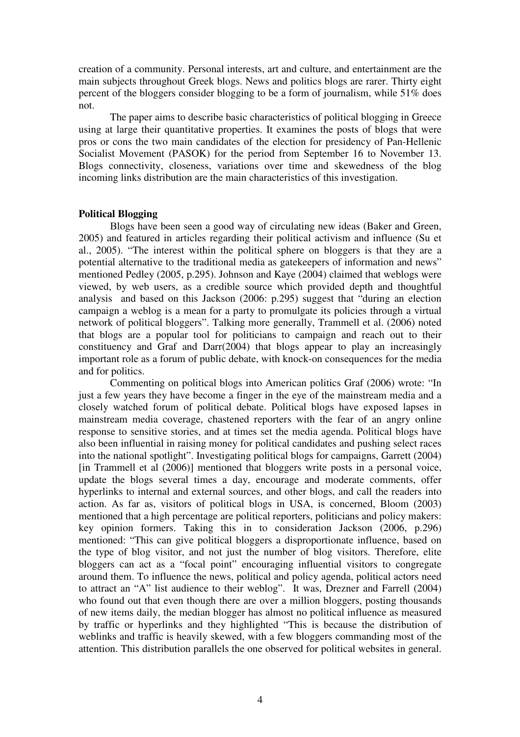creation of a community. Personal interests, art and culture, and entertainment are the main subjects throughout Greek blogs. News and politics blogs are rarer. Thirty eight percent of the bloggers consider blogging to be a form of journalism, while 51% does not.

The paper aims to describe basic characteristics of political blogging in Greece using at large their quantitative properties. It examines the posts of blogs that were pros or cons the two main candidates of the election for presidency of Pan-Hellenic Socialist Movement (PASOK) for the period from September 16 to November 13. Blogs connectivity, closeness, variations over time and skewedness of the blog incoming links distribution are the main characteristics of this investigation.

**Political Blogging**

Blogs have been seen a good way of circulating new ideas (Baker and Green, 2005) and featured in articles regarding their political activism and influence (Su et al., 2005). "The interest within the political sphere on bloggers is that they are a potential alternative to the traditional media as gatekeepers of information and news" mentioned Pedley (2005, p.295). Johnson and Kaye (2004) claimed that weblogs were viewed, by web users, as a credible source which provided depth and thoughtful analysis and based on this Jackson (2006: p.295) suggest that "during an election campaign a weblog is a mean for a party to promulgate its policies through a virtual network of political bloggers". Talking more generally, Trammell et al. (2006) noted that blogs are a popular tool for politicians to campaign and reach out to their constituency and Graf and Darr(2004) that blogs appear to play an increasingly important role as a forum of public debate, with knock-on consequences for the media and for politics.

Commenting on political blogs into American politics Graf (2006) wrote: "In just a few years they have become a finger in the eye of the mainstream media and a closely watched forum of political debate. Political blogs have exposed lapses in mainstream media coverage, chastened reporters with the fear of an angry online response to sensitive stories, and at times set the media agenda. Political blogs have also been influential in raising money for political candidates and pushing select races into the national spotlight". Investigating political blogs for campaigns, Garrett (2004) [in Trammell et al (2006)] mentioned that bloggers write posts in a personal voice, update the blogs several times a day, encourage and moderate comments, offer hyperlinks to internal and external sources, and other blogs, and call the readers into action. As far as, visitors of political blogs in USA, is concerned, Bloom (2003) mentioned that a high percentage are political reporters, politicians and policy makers: key opinion formers. Taking this in to consideration Jackson (2006, p.296) mentioned: "This can give political bloggers a disproportionate influence, based on the type of blog visitor, and not just the number of blog visitors. Therefore, elite bloggers can act as a "focal point" encouraging influential visitors to congregate around them. To influence the news, political and policy agenda, political actors need to attract an "A" list audience to their weblog". It was, Drezner and Farrell (2004) who found out that even though there are over a million bloggers, posting thousands of new items daily, the median blogger has almost no political influence as measured by traffic or hyperlinks and they highlighted "This is because the distribution of weblinks and traffic is heavily skewed, with a few bloggers commanding most of the attention. This distribution parallels the one observed for political websites in general.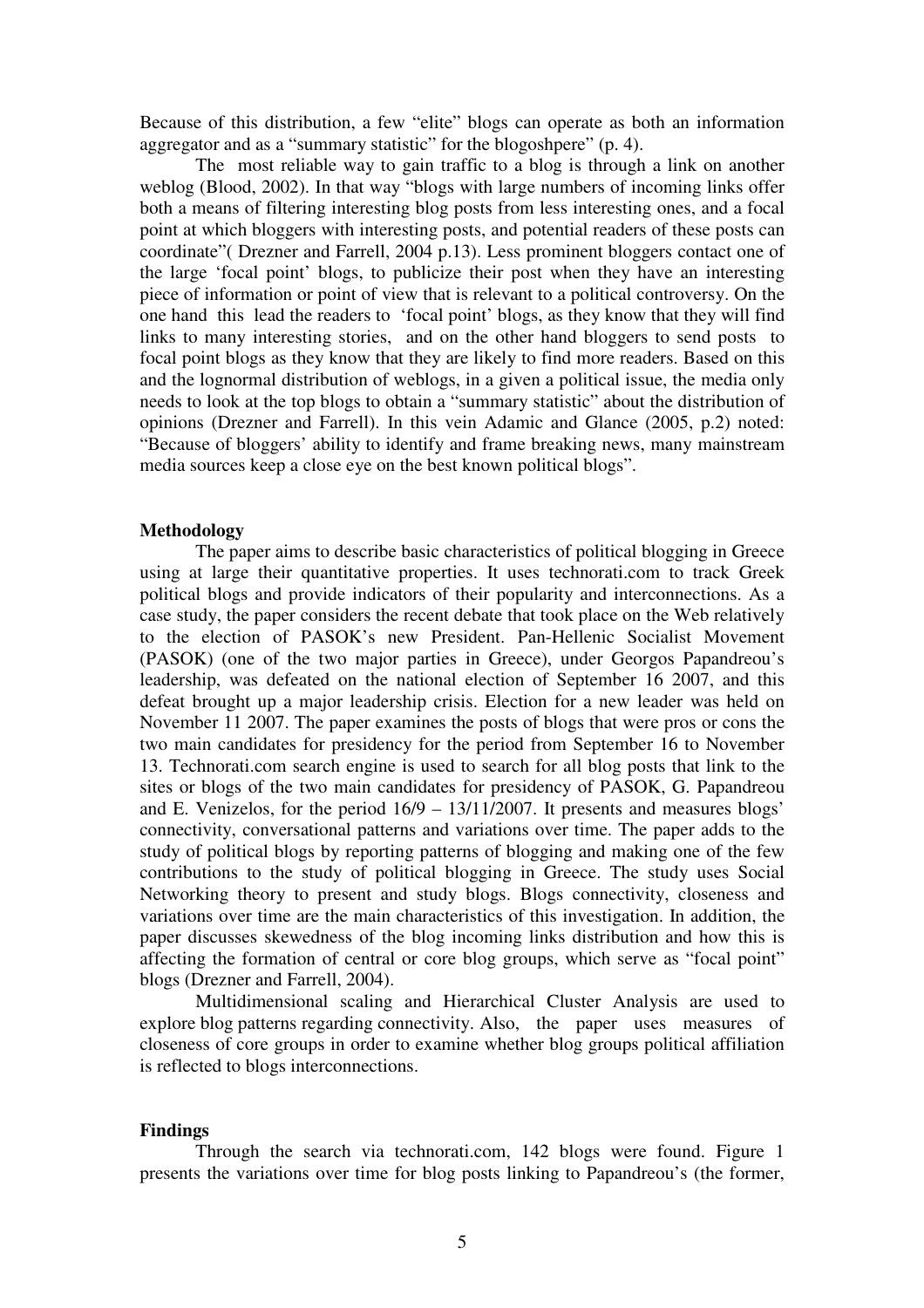Because of this distribution, a few "elite" blogs can operate as both an information aggregator and as a "summary statistic" for the blogoshpere" (p. 4).

The most reliable way to gain traffic to a blog is through a link on another weblog (Blood, 2002). In that way "blogs with large numbers of incoming links offer both a means of filtering interesting blog posts from less interesting ones, and a focal point at which bloggers with interesting posts, and potential readers of these posts can coordinate"( Drezner and Farrell, 2004 p.13). Less prominent bloggers contact one of the large 'focal point' blogs, to publicize their post when they have an interesting piece of information or point of view that is relevant to a political controversy. On the one hand this lead the readers to 'focal point' blogs, as they know that they will find links to many interesting stories, and on the other hand bloggers to send posts to focal point blogs as they know that they are likely to find more readers. Based on this and the lognormal distribution of weblogs, in a given a political issue, the media only needs to look at the top blogs to obtain a "summary statistic" about the distribution of opinions (Drezner and Farrell). In this vein Adamic and Glance (2005, p.2) noted: "Because of bloggers' ability to identify and frame breaking news, many mainstream media sources keep a close eye on the best known political blogs".

**Methodology**

The paper aims to describe basic characteristics of political blogging in Greece using at large their quantitative properties. It uses technorati.com to track Greek political blogs and provide indicators of their popularity and interconnections. As a case study, the paper considers the recent debate that took place on the Web relatively to the election of PASOK's new President. Pan-Hellenic Socialist Movement (PASOK) (one of the two major parties in Greece), under Georgos Papandreou's leadership, was defeated on the national election of September 16 2007, and this defeat brought up a major leadership crisis. Election for a new leader was held on November 11 2007. The paper examines the posts of blogs that were pros or cons the two main candidates for presidency for the period from September 16 to November 13. Technorati.com search engine is used to search for all blog posts that link to the sites or blogs of the two main candidates for presidency of PASOK, G. Papandreou and E. Venizelos, for the period 16/9 – 13/11/2007. It presents and measures blogs' connectivity, conversational patterns and variations over time. The paper adds to the study of political blogs by reporting patterns of blogging and making one of the few contributions to the study of political blogging in Greece. The study uses Social Networking theory to present and study blogs. Blogs connectivity, closeness and variations over time are the main characteristics of this investigation. In addition, the paper discusses skewedness of the blog incoming links distribution and how this is affecting the formation of central or core blog groups, which serve as "focal point" blogs (Drezner and Farrell, 2004).

Multidimensional scaling and Hierarchical Cluster Analysis are used to explore blog patterns regarding connectivity. Also, the paper uses measures of closeness of core groups in order to examine whether blog groups political affiliation is reflected to blogs interconnections.

**Findings**

Through the search via technorati.com, 142 blogs were found. Figure 1 presents the variations over time for blog posts linking to Papandreou's (the former,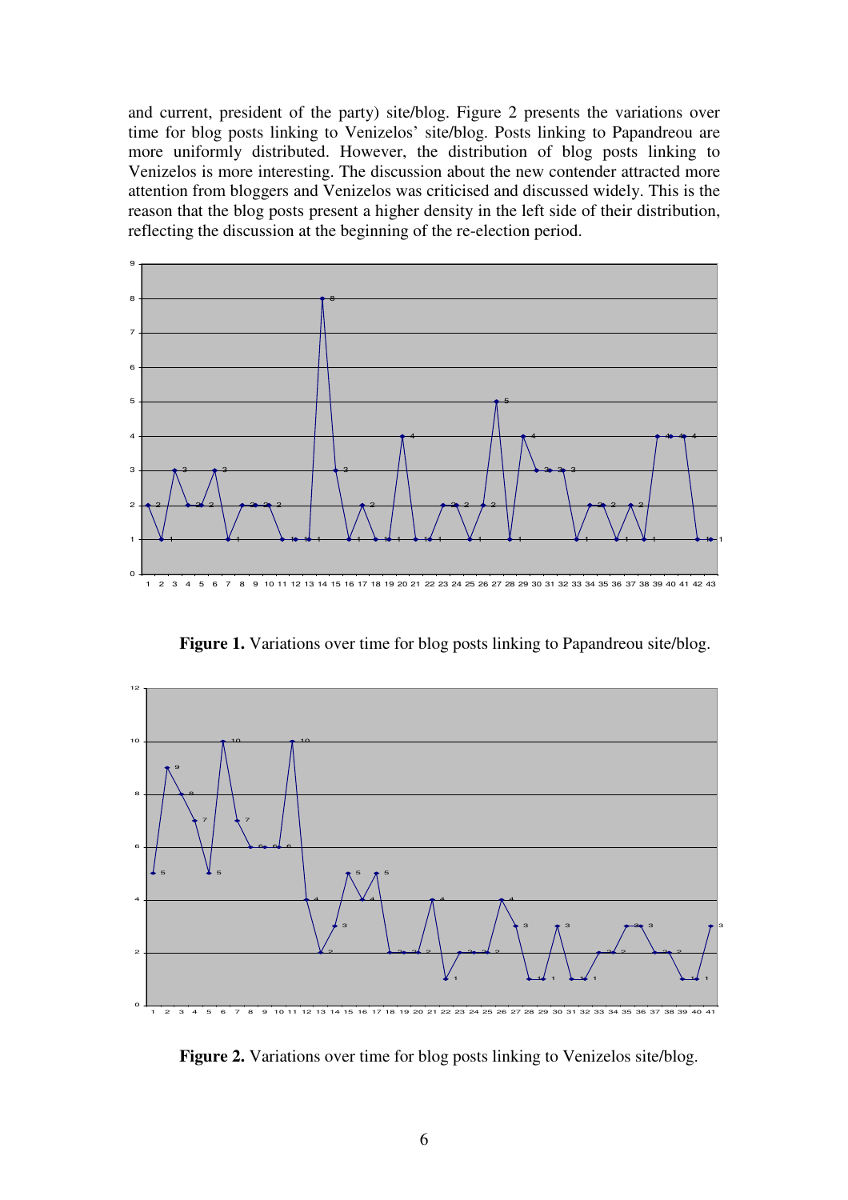and current, president of the party) site/blog. Figure 2 presents the variations over time for blog posts linking to Venizelos' site/blog. Posts linking to Papandreou are more uniformly distributed. However, the distribution of blog posts linking to Venizelos is more interesting. The discussion about the new contender attracted more attention from bloggers and Venizelos was criticised and discussed widely. This is the reason that the blog posts present a higher density in the left side of their distribution, reflecting the discussion at the beginning of the re-election period.

**Figure 1.** Variations over time for blog posts linking to Papandreou site/blog.

**Figure 2.** Variations over time for blog posts linking to Venizelos site/blog.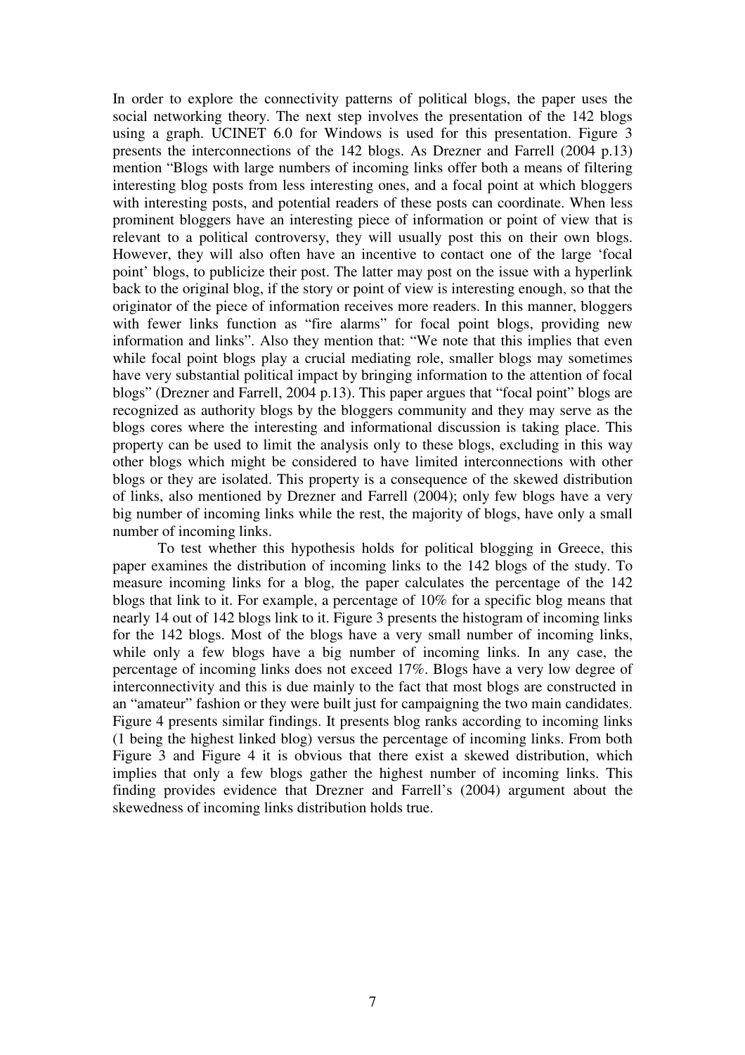In order to explore the connectivity patterns of political blogs, the paper uses the social networking theory. The next step involves the presentation of the 142 blogs using a graph. UCINET 6.0 for Windows is used for this presentation. Figure 3 presents the interconnections of the 142 blogs. As Drezner and Farrell (2004 p.13) mention "Blogs with large numbers of incoming links offer both a means of filtering interesting blog posts from less interesting ones, and a focal point at which bloggers with interesting posts, and potential readers of these posts can coordinate. When less prominent bloggers have an interesting piece of information or point of view that is relevant to a political controversy, they will usually post this on their own blogs. However, they will also often have an incentive to contact one of the large 'focal point' blogs, to publicize their post. The latter may post on the issue with a hyperlink back to the original blog, if the story or point of view is interesting enough, so that the originator of the piece of information receives more readers. In this manner, bloggers with fewer links function as "fire alarms" for focal point blogs, providing new information and links". Also they mention that: "We note that this implies that even while focal point blogs play a crucial mediating role, smaller blogs may sometimes have very substantial political impact by bringing information to the attention of focal blogs" (Drezner and Farrell, 2004 p.13). This paper argues that "focal point" blogs are recognized as authority blogs by the bloggers community and they may serve as the blogs cores where the interesting and informational discussion is taking place. This property can be used to limit the analysis only to these blogs, excluding in this way other blogs which might be considered to have limited interconnections with other blogs or they are isolated. This property is a consequence of the skewed distribution of links, also mentioned by Drezner and Farrell (2004); only few blogs have a very big number of incoming links while the rest, the majority of blogs, have only a small number of incoming links.

To test whether this hypothesis holds for political blogging in Greece, this paper examines the distribution of incoming links to the 142 blogs of the study. To measure incoming links for a blog, the paper calculates the percentage of the 142 blogs that link to it. For example, a percentage of 10% for a specific blog means that nearly 14 out of 142 blogs link to it. Figure 3 presents the histogram of incoming links for the 142 blogs. Most of the blogs have a very small number of incoming links, while only a few blogs have a big number of incoming links. In any case, the percentage of incoming links does not exceed 17%. Blogs have a very low degree of interconnectivity and this is due mainly to the fact that most blogs are constructed in an "amateur" fashion or they were built just for campaigning the two main candidates. Figure 4 presents similar findings. It presents blog ranks according to incoming links (1 being the highest linked blog) versus the percentage of incoming links. From both Figure 3 and Figure 4 it is obvious that there exist a skewed distribution, which implies that only a few blogs gather the highest number of incoming links. This finding provides evidence that Drezner and Farrell's (2004) argument about the skewedness of incoming links distribution holds true.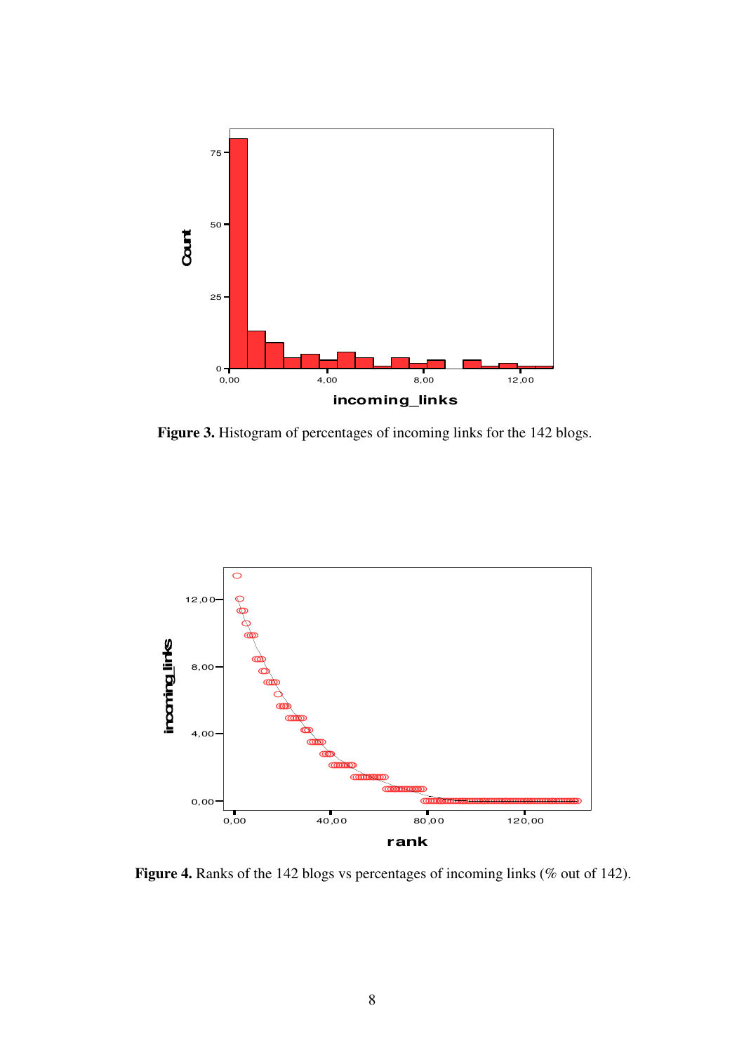**Figure 3.** Histogram of percentages of incoming links for the 142 blogs.

**Figure 4.** Ranks of the 142 blogs vs percentages of incoming links (% out of 142).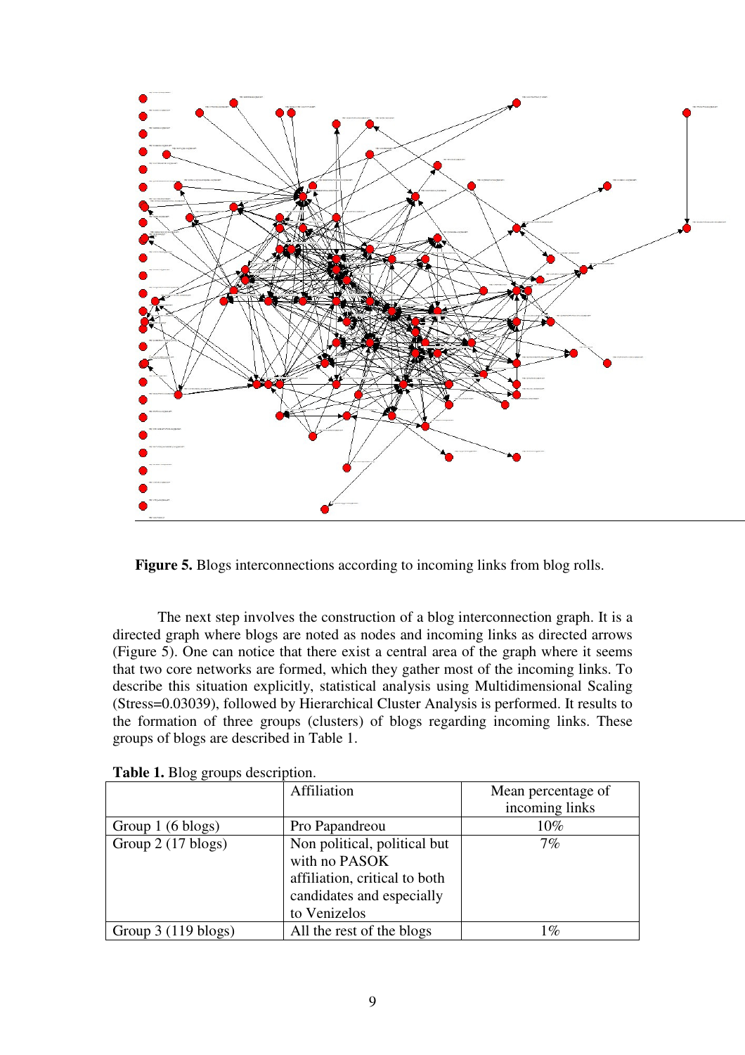**Figure 5.** Blogs interconnections according to incoming links from blog rolls.

The next step involves the construction of a blog interconnection graph. It is a directed graph where blogs are noted as nodes and incoming links as directed arrows (Figure 5). One can notice that there exist a central area of the graph where it seems that two core networks are formed, which they gather most of the incoming links. To describe this situation explicitly, statistical analysis using Multidimensional Scaling (Stress=0.03039), followed by Hierarchical Cluster Analysis is performed. It results to the formation of three groups (clusters) of blogs regarding incoming links. These groups of blogs are described in Table 1.

**Table 1.** Blog groups description.

| | Affiliation | Mean percentage of incoming links |
|---|---|---|
| Group 1 (6 blogs) | Pro Papandreou | 10% |
| Group 2 (17 blogs) | Non political, political but with no PASOK affiliation, critical to both candidates and especially to Venizelos | 7% |
| Group 3 (119 blogs) | All the rest of the blogs | 1% |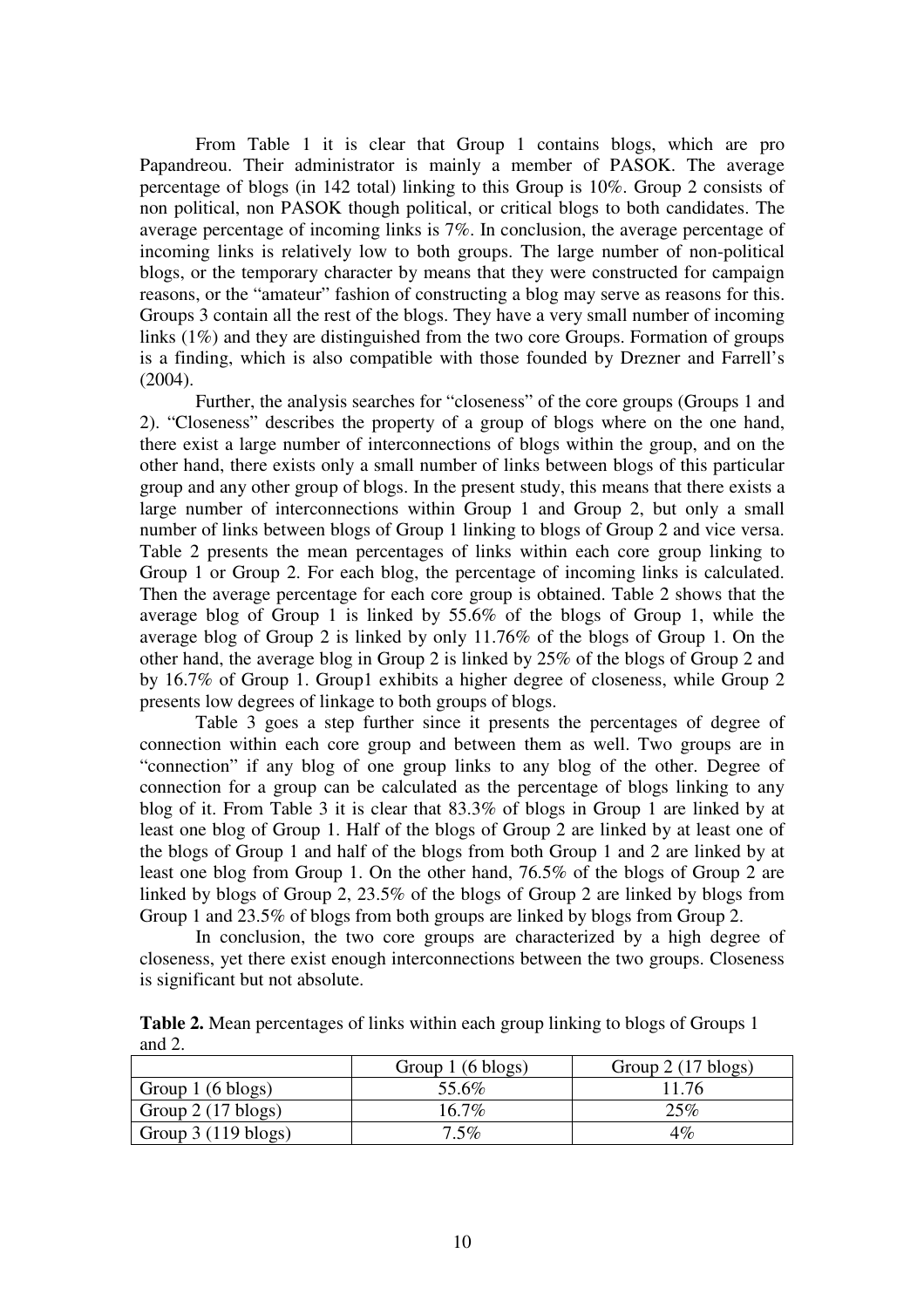From Table 1 it is clear that Group 1 contains blogs, which are pro Papandreou. Their administrator is mainly a member of PASOK. The average percentage of blogs (in 142 total) linking to this Group is 10%. Group 2 consists of non political, non PASOK though political, or critical blogs to both candidates. The average percentage of incoming links is 7%. In conclusion, the average percentage of incoming links is relatively low to both groups. The large number of non-political blogs, or the temporary character by means that they were constructed for campaign reasons, or the "amateur" fashion of constructing a blog may serve as reasons for this. Groups 3 contain all the rest of the blogs. They have a very small number of incoming links (1%) and they are distinguished from the two core Groups. Formation of groups is a finding, which is also compatible with those founded by Drezner and Farrell's (2004).

Further, the analysis searches for "closeness" of the core groups (Groups 1 and 2). "Closeness" describes the property of a group of blogs where on the one hand, there exist a large number of interconnections of blogs within the group, and on the other hand, there exists only a small number of links between blogs of this particular group and any other group of blogs. In the present study, this means that there exists a large number of interconnections within Group 1 and Group 2, but only a small number of links between blogs of Group 1 linking to blogs of Group 2 and vice versa. Table 2 presents the mean percentages of links within each core group linking to Group 1 or Group 2. For each blog, the percentage of incoming links is calculated. Then the average percentage for each core group is obtained. Table 2 shows that the average blog of Group 1 is linked by 55.6% of the blogs of Group 1, while the average blog of Group 2 is linked by only 11.76% of the blogs of Group 1. On the other hand, the average blog in Group 2 is linked by 25% of the blogs of Group 2 and by 16.7% of Group 1. Group1 exhibits a higher degree of closeness, while Group 2 presents low degrees of linkage to both groups of blogs.

Table 3 goes a step further since it presents the percentages of degree of connection within each core group and between them as well. Two groups are in "connection" if any blog of one group links to any blog of the other. Degree of connection for a group can be calculated as the percentage of blogs linking to any blog of it. From Table 3 it is clear that 83.3% of blogs in Group 1 are linked by at least one blog of Group 1. Half of the blogs of Group 2 are linked by at least one of the blogs of Group 1 and half of the blogs from both Group 1 and 2 are linked by at least one blog from Group 1. On the other hand, 76.5% of the blogs of Group 2 are linked by blogs of Group 2, 23.5% of the blogs of Group 2 are linked by blogs from Group 1 and 23.5% of blogs from both groups are linked by blogs from Group 2.

In conclusion, the two core groups are characterized by a high degree of closeness, yet there exist enough interconnections between the two groups. Closeness is significant but not absolute.

**Table 2.** Mean percentages of links within each group linking to blogs of Groups 1 and 2.

| | Group 1 (6 blogs) | Group 2 (17 blogs) |
|---|---|---|
| Group 1 (6 blogs) | 55.6% | 11.76 |
| Group 2 (17 blogs) | 16.7% | 25% |
| Group 3 (119 blogs) | 7.5% | 4% |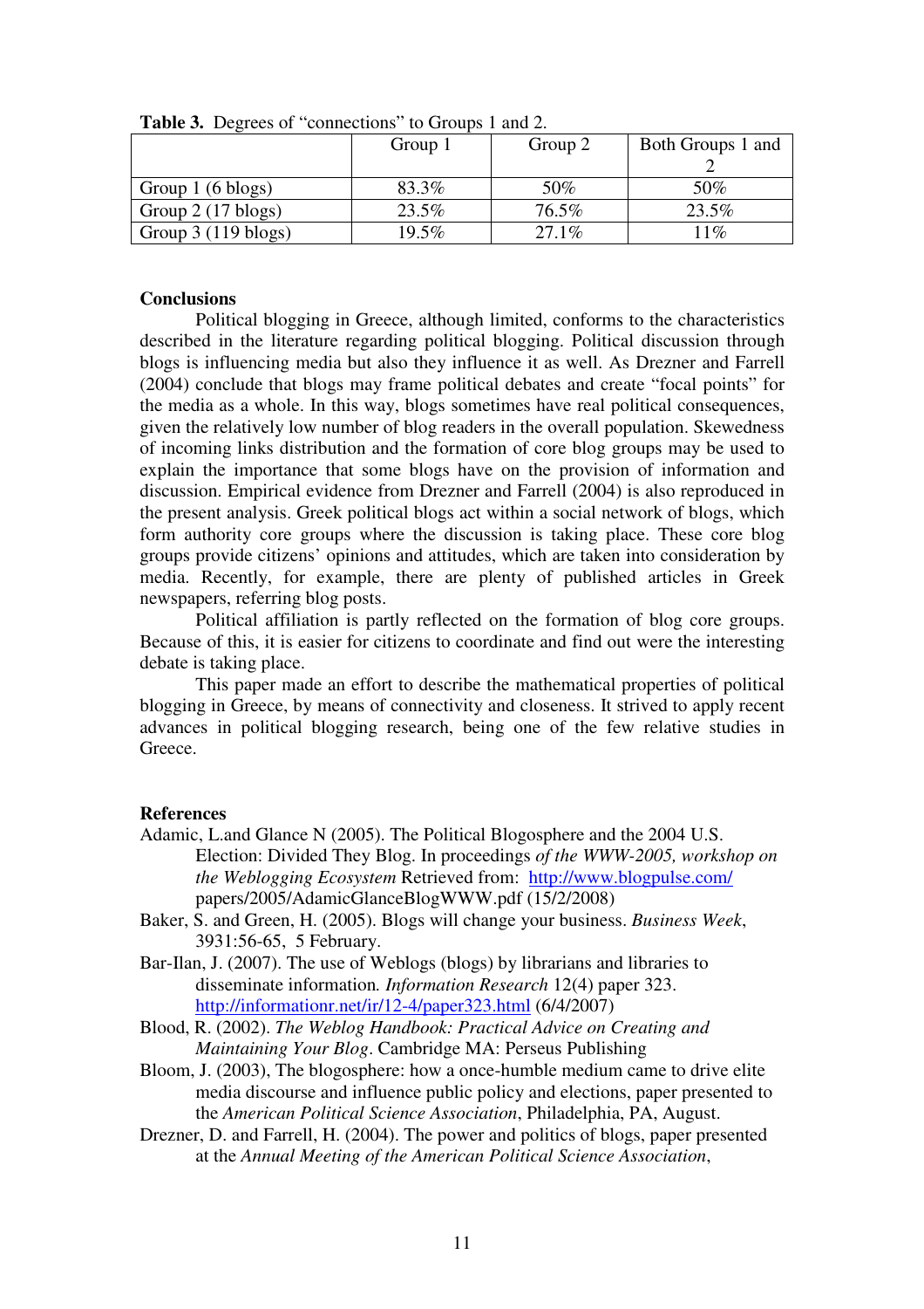**Table 3.** Degrees of "connections" to Groups 1 and 2.

| | Group 1 | Group 2 | Both Groups 1 and 2 |
|---|---|---|---|
| Group 1 (6 blogs) | 83.3% | 50% | 50% |
| Group 2 (17 blogs) | 23.5% | 76.5% | 23.5% |
| Group 3 (119 blogs) | 19.5% | 27.1% | 11% |

**Conclusions**

Political blogging in Greece, although limited, conforms to the characteristics described in the literature regarding political blogging. Political discussion through blogs is influencing media but also they influence it as well. As Drezner and Farrell (2004) conclude that blogs may frame political debates and create "focal points" for the media as a whole. In this way, blogs sometimes have real political consequences, given the relatively low number of blog readers in the overall population. Skewedness of incoming links distribution and the formation of core blog groups may be used to explain the importance that some blogs have on the provision of information and discussion. Empirical evidence from Drezner and Farrell (2004) is also reproduced in the present analysis. Greek political blogs act within a social network of blogs, which form authority core groups where the discussion is taking place. These core blog groups provide citizens' opinions and attitudes, which are taken into consideration by media. Recently, for example, there are plenty of published articles in Greek newspapers, referring blog posts.

Political affiliation is partly reflected on the formation of blog core groups. Because of this, it is easier for citizens to coordinate and find out were the interesting debate is taking place.

This paper made an effort to describe the mathematical properties of political blogging in Greece, by means of connectivity and closeness. It strived to apply recent advances in political blogging research, being one of the few relative studies in Greece.

**References**

Adamic, L.and Glance N (2005). The Political Blogosphere and the 2004 U.S. Election: Divided They Blog. In proceedings *of the WWW-2005, workshop on the Weblogging Ecosystem* Retrieved from: http://www.blogpulse.com/papers/2005/AdamicGlanceBlogWWW.pdf (15/2/2008)

Baker, S. and Green, H. (2005). Blogs will change your business. *Business Week*, 3931:56-65, 5 February.

Bar-Ilan, J. (2007). The use of Weblogs (blogs) by librarians and libraries to disseminate information*. Information Research* 12(4) paper 323. http://informationr.net/ir/12-4/paper323.html (6/4/2007)

Blood, R. (2002). *The Weblog Handbook: Practical Advice on Creating and Maintaining Your Blog*. Cambridge MA: Perseus Publishing

Bloom, J. (2003), The blogosphere: how a once-humble medium came to drive elite media discourse and influence public policy and elections, paper presented to the *American Political Science Association*, Philadelphia, PA, August.

Drezner, D. and Farrell, H. (2004). The power and politics of blogs, paper presented at the *Annual Meeting of the American Political Science Association*,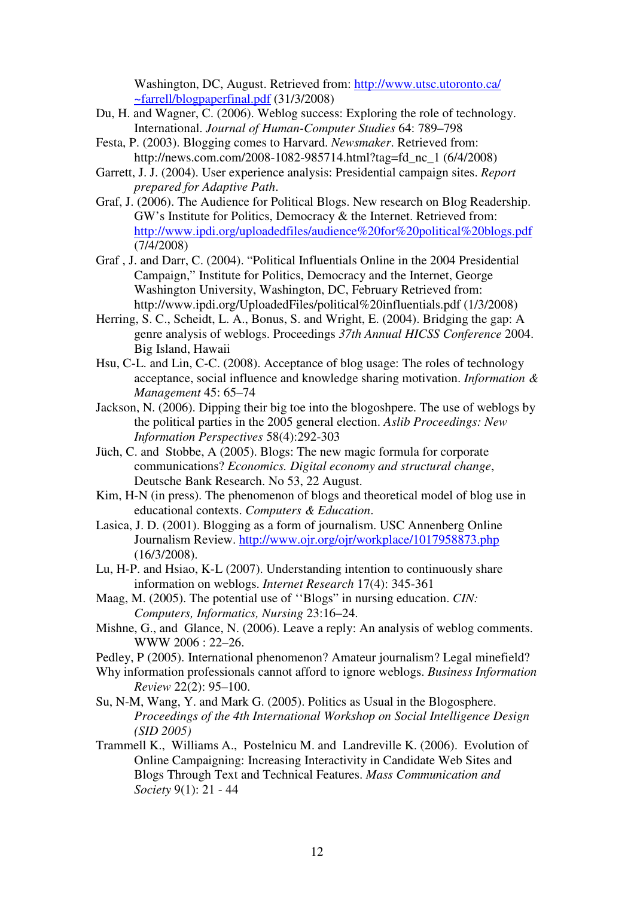Washington, DC, August. Retrieved from: http://www.utsc.utoronto.ca/~farrell/blogpaperfinal.pdf (31/3/2008)

Du, H. and Wagner, C. (2006). Weblog success: Exploring the role of technology. International. *Journal of Human-Computer Studies* 64: 789–798

Festa, P. (2003). Blogging comes to Harvard. *Newsmaker*. Retrieved from: http://news.com.com/2008-1082-985714.html?tag=fd_nc_1 (6/4/2008)

Garrett, J. J. (2004). User experience analysis: Presidential campaign sites. *Report prepared for Adaptive Path*.

Graf, J. (2006). The Audience for Political Blogs. New research on Blog Readership. GW's Institute for Politics, Democracy & the Internet. Retrieved from: http://www.ipdi.org/uploadedfiles/audience%20for%20political%20blogs.pdf (7/4/2008)

Graf , J. and Darr, C. (2004). "Political Influentials Online in the 2004 Presidential Campaign," Institute for Politics, Democracy and the Internet, George Washington University, Washington, DC, February Retrieved from: http://www.ipdi.org/UploadedFiles/political%20influentials.pdf (1/3/2008)

Herring, S. C., Scheidt, L. A., Bonus, S. and Wright, E. (2004). Bridging the gap: A genre analysis of weblogs. Proceedings *37th Annual HICSS Conference* 2004. Big Island, Hawaii

Hsu, C-L. and Lin, C-C. (2008). Acceptance of blog usage: The roles of technology acceptance, social influence and knowledge sharing motivation. *Information & Management* 45: 65–74

Jackson, N. (2006). Dipping their big toe into the blogoshpere. The use of weblogs by the political parties in the 2005 general election. *Aslib Proceedings: New Information Perspectives* 58(4):292-303

Jüch, C. and Stobbe, A (2005). Blogs: The new magic formula for corporate communications? *Economics. Digital economy and structural change*, Deutsche Bank Research. No 53, 22 August.

Kim, H-N (in press). The phenomenon of blogs and theoretical model of blog use in educational contexts. *Computers & Education*.

Lasica, J. D. (2001). Blogging as a form of journalism. USC Annenberg Online Journalism Review. http://www.ojr.org/ojr/workplace/1017958873.php (16/3/2008).

Lu, H-P. and Hsiao, K-L (2007). Understanding intention to continuously share information on weblogs. *Internet Research* 17(4): 345-361

Maag, M. (2005). The potential use of ''Blogs" in nursing education. *CIN: Computers, Informatics, Nursing* 23:16–24.

Mishne, G., and Glance, N. (2006). Leave a reply: An analysis of weblog comments. WWW 2006 : 22–26.

Pedley, P (2005). International phenomenon? Amateur journalism? Legal minefield? Why information professionals cannot afford to ignore weblogs. *Business Information Review* 22(2): 95–100.

Su, N-M, Wang, Y. and Mark G. (2005). Politics as Usual in the Blogosphere. *Proceedings of the 4th International Workshop on Social Intelligence Design (SID 2005)*

Trammell K., Williams A., Postelnicu M. and Landreville K. (2006). Evolution of Online Campaigning: Increasing Interactivity in Candidate Web Sites and Blogs Through Text and Technical Features. *Mass Communication and Society* 9(1): 21 - 44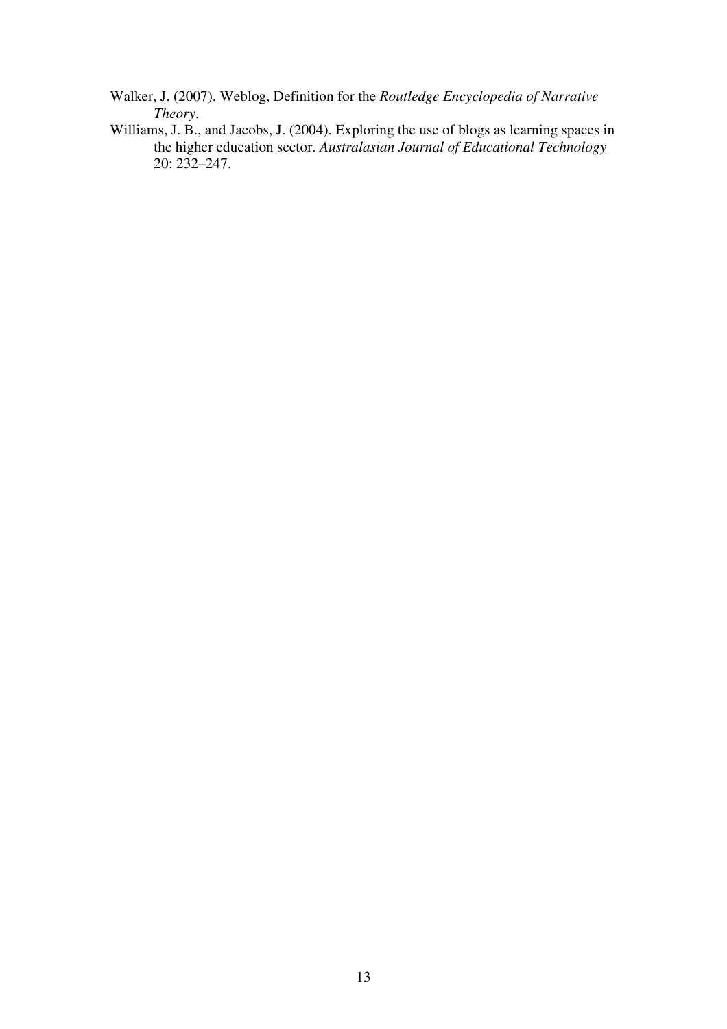Walker, J. (2007). Weblog, Definition for the *Routledge Encyclopedia of Narrative Theory*.

Williams, J. B., and Jacobs, J. (2004). Exploring the use of blogs as learning spaces in the higher education sector. *Australasian Journal of Educational Technology* 20: 232–247.